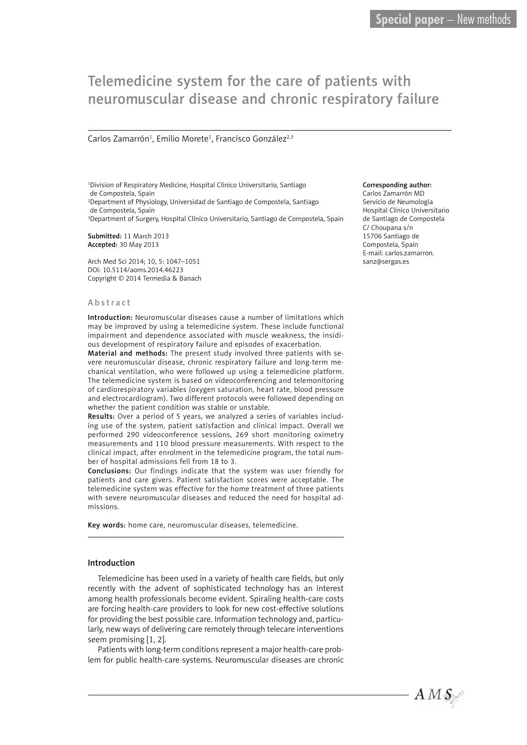Special paper – New methods

# Telemedicine system for the care of patients with neuromuscular disease and chronic respiratory failure

Carlos Zamarrón[1], Emilio Morete[1], Francisco González[2,3]

[1]Division of Respiratory Medicine, Hospital Clínico Universitario, Santiago de Compostela, Spain
[2]Department of Physiology, Universidad de Santiago de Compostela, Santiago de Compostela, Spain
[3]Department of Surgery, Hospital Clínico Universitario, Santiago de Compostela, Spain

**Submitted:** 11 March 2013
**Accepted:** 30 May 2013

Arch Med Sci 2014; 10, 5: 1047–1051
DOI: 10.5114/aoms.2014.46223
Copyright © 2014 Termedia & Banach

**Corresponding author:**
Carlos Zamarrón MD
Servicio de Neumología
Hospital Clínico Universitario de Santiago de Compostela
C/ Choupana s/n
15706 Santiago de Compostela, Spain
E-mail: carlos.zamarron.sanz@sergas.es

## Abstract

**Introduction:** Neuromuscular diseases cause a number of limitations which may be improved by using a telemedicine system. These include functional impairment and dependence associated with muscle weakness, the insidious development of respiratory failure and episodes of exacerbation.

**Material and methods:** The present study involved three patients with severe neuromuscular disease, chronic respiratory failure and long-term mechanical ventilation, who were followed up using a telemedicine platform. The telemedicine system is based on videoconferencing and telemonitoring of cardiorespiratory variables (oxygen saturation, heart rate, blood pressure and electrocardiogram). Two different protocols were followed depending on whether the patient condition was stable or unstable.

**Results:** Over a period of 5 years, we analyzed a series of variables including use of the system, patient satisfaction and clinical impact. Overall we performed 290 videoconference sessions, 269 short monitoring oximetry measurements and 110 blood pressure measurements. With respect to the clinical impact, after enrolment in the telemedicine program, the total number of hospital admissions fell from 18 to 3.

**Conclusions:** Our findings indicate that the system was user friendly for patients and care givers. Patient satisfaction scores were acceptable. The telemedicine system was effective for the home treatment of three patients with severe neuromuscular diseases and reduced the need for hospital admissions.

**Key words:** home care, neuromuscular diseases, telemedicine.

## Introduction

Telemedicine has been used in a variety of health care fields, but only recently with the advent of sophisticated technology has an interest among health professionals become evident. Spiraling health-care costs are forcing health-care providers to look for new cost-effective solutions for providing the best possible care. Information technology and, particularly, new ways of delivering care remotely through telecare interventions seem promising [1, 2].

Patients with long-term conditions represent a major health-care problem for public health-care systems. Neuromuscular diseases are chronic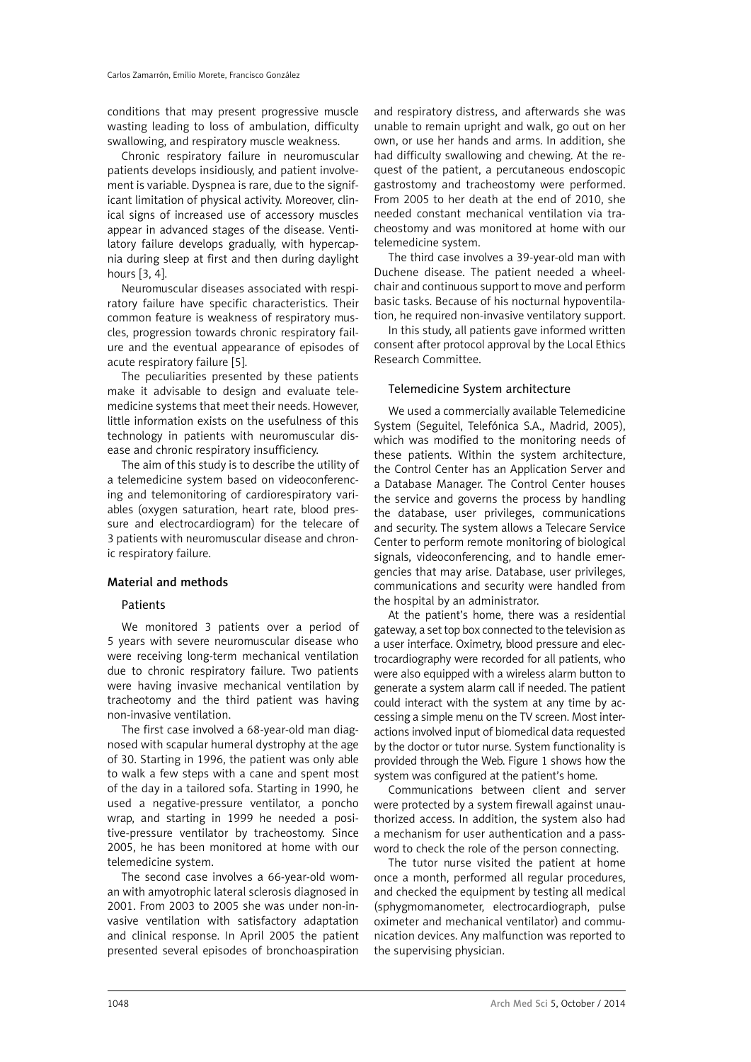conditions that may present progressive muscle wasting leading to loss of ambulation, difficulty swallowing, and respiratory muscle weakness.

Chronic respiratory failure in neuromuscular patients develops insidiously, and patient involvement is variable. Dyspnea is rare, due to the significant limitation of physical activity. Moreover, clinical signs of increased use of accessory muscles appear in advanced stages of the disease. Ventilatory failure develops gradually, with hypercapnia during sleep at first and then during daylight hours [3, 4].

Neuromuscular diseases associated with respiratory failure have specific characteristics. Their common feature is weakness of respiratory muscles, progression towards chronic respiratory failure and the eventual appearance of episodes of acute respiratory failure [5].

The peculiarities presented by these patients make it advisable to design and evaluate telemedicine systems that meet their needs. However, little information exists on the usefulness of this technology in patients with neuromuscular disease and chronic respiratory insufficiency.

The aim of this study is to describe the utility of a telemedicine system based on videoconferencing and telemonitoring of cardiorespiratory variables (oxygen saturation, heart rate, blood pressure and electrocardiogram) for the telecare of 3 patients with neuromuscular disease and chronic respiratory failure.

## Material and methods

### Patients

We monitored 3 patients over a period of 5 years with severe neuromuscular disease who were receiving long-term mechanical ventilation due to chronic respiratory failure. Two patients were having invasive mechanical ventilation by tracheotomy and the third patient was having non-invasive ventilation.

The first case involved a 68-year-old man diagnosed with scapular humeral dystrophy at the age of 30. Starting in 1996, the patient was only able to walk a few steps with a cane and spent most of the day in a tailored sofa. Starting in 1990, he used a negative-pressure ventilator, a poncho wrap, and starting in 1999 he needed a positive-pressure ventilator by tracheostomy. Since 2005, he has been monitored at home with our telemedicine system.

The second case involves a 66-year-old woman with amyotrophic lateral sclerosis diagnosed in 2001. From 2003 to 2005 she was under non-invasive ventilation with satisfactory adaptation and clinical response. In April 2005 the patient presented several episodes of bronchoaspiration and respiratory distress, and afterwards she was unable to remain upright and walk, go out on her own, or use her hands and arms. In addition, she had difficulty swallowing and chewing. At the request of the patient, a percutaneous endoscopic gastrostomy and tracheostomy were performed. From 2005 to her death at the end of 2010, she needed constant mechanical ventilation via tracheostomy and was monitored at home with our telemedicine system.

The third case involves a 39-year-old man with Duchene disease. The patient needed a wheelchair and continuous support to move and perform basic tasks. Because of his nocturnal hypoventilation, he required non-invasive ventilatory support.

In this study, all patients gave informed written consent after protocol approval by the Local Ethics Research Committee.

### Telemedicine System architecture

We used a commercially available Telemedicine System (Seguitel, Telefónica S.A., Madrid, 2005), which was modified to the monitoring needs of these patients. Within the system architecture, the Control Center has an Application Server and a Database Manager. The Control Center houses the service and governs the process by handling the database, user privileges, communications and security. The system allows a Telecare Service Center to perform remote monitoring of biological signals, videoconferencing, and to handle emergencies that may arise. Database, user privileges, communications and security were handled from the hospital by an administrator.

At the patient's home, there was a residential gateway, a set top box connected to the television as a user interface. Oximetry, blood pressure and electrocardiography were recorded for all patients, who were also equipped with a wireless alarm button to generate a system alarm call if needed. The patient could interact with the system at any time by accessing a simple menu on the TV screen. Most interactions involved input of biomedical data requested by the doctor or tutor nurse. System functionality is provided through the Web. Figure 1 shows how the system was configured at the patient's home.

Communications between client and server were protected by a system firewall against unauthorized access. In addition, the system also had a mechanism for user authentication and a password to check the role of the person connecting.

The tutor nurse visited the patient at home once a month, performed all regular procedures, and checked the equipment by testing all medical (sphygmomanometer, electrocardiograph, pulse oximeter and mechanical ventilator) and communication devices. Any malfunction was reported to the supervising physician.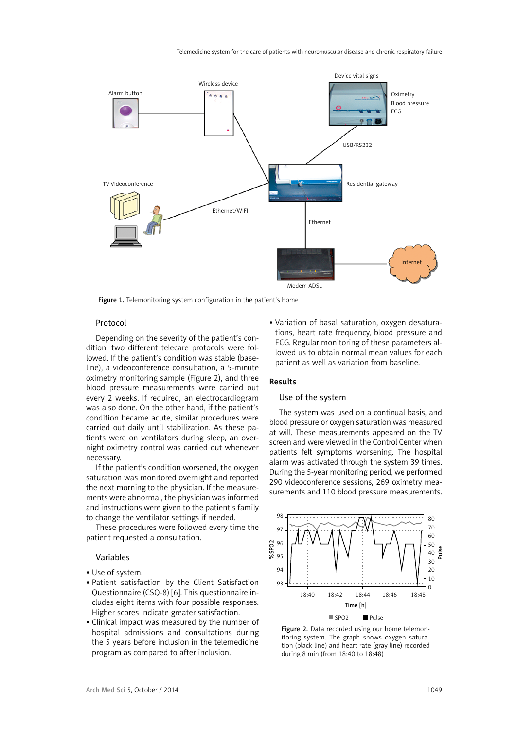Figure 1. Telemonitoring system configuration in the patient's home

### Protocol

Depending on the severity of the patient's condition, two different telecare protocols were followed. If the patient's condition was stable (baseline), a videoconference consultation, a 5-minute oximetry monitoring sample (Figure 2), and three blood pressure measurements were carried out every 2 weeks. If required, an electrocardiogram was also done. On the other hand, if the patient's condition became acute, similar procedures were carried out daily until stabilization. As these patients were on ventilators during sleep, an overnight oximetry control was carried out whenever necessary.

If the patient's condition worsened, the oxygen saturation was monitored overnight and reported the next morning to the physician. If the measurements were abnormal, the physician was informed and instructions were given to the patient's family to change the ventilator settings if needed.

These procedures were followed every time the patient requested a consultation.

### Variables

- Use of system.
- Patient satisfaction by the Client Satisfaction Questionnaire (CSQ-8) [6]. This questionnaire includes eight items with four possible responses. Higher scores indicate greater satisfaction.
- Clinical impact was measured by the number of hospital admissions and consultations during the 5 years before inclusion in the telemedicine program as compared to after inclusion.
- Variation of basal saturation, oxygen desaturations, heart rate frequency, blood pressure and ECG. Regular monitoring of these parameters allowed us to obtain normal mean values for each patient as well as variation from baseline.

## Results

### Use of the system

The system was used on a continual basis, and blood pressure or oxygen saturation was measured at will. These measurements appeared on the TV screen and were viewed in the Control Center when patients felt symptoms worsening. The hospital alarm was activated through the system 39 times. During the 5-year monitoring period, we performed 290 videoconference sessions, 269 oximetry measurements and 110 blood pressure measurements.

Figure 2. Data recorded using our home telemonitoring system. The graph shows oxygen saturation (black line) and heart rate (gray line) recorded during 8 min (from 18:40 to 18:48)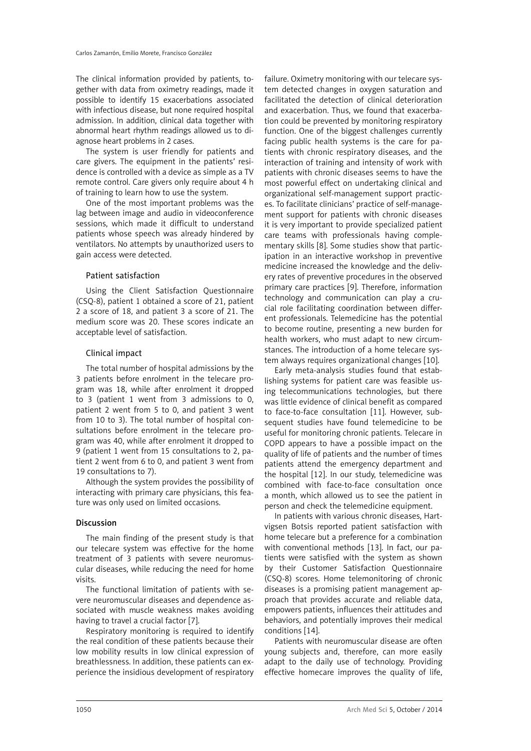The clinical information provided by patients, together with data from oximetry readings, made it possible to identify 15 exacerbations associated with infectious disease, but none required hospital admission. In addition, clinical data together with abnormal heart rhythm readings allowed us to diagnose heart problems in 2 cases.

The system is user friendly for patients and care givers. The equipment in the patients' residence is controlled with a device as simple as a TV remote control. Care givers only require about 4 h of training to learn how to use the system.

One of the most important problems was the lag between image and audio in videoconference sessions, which made it difficult to understand patients whose speech was already hindered by ventilators. No attempts by unauthorized users to gain access were detected.

### Patient satisfaction

Using the Client Satisfaction Questionnaire (CSQ-8), patient 1 obtained a score of 21, patient 2 a score of 18, and patient 3 a score of 21. The medium score was 20. These scores indicate an acceptable level of satisfaction.

### Clinical impact

The total number of hospital admissions by the 3 patients before enrolment in the telecare program was 18, while after enrolment it dropped to 3 (patient 1 went from 3 admissions to 0, patient 2 went from 5 to 0, and patient 3 went from 10 to 3). The total number of hospital consultations before enrolment in the telecare program was 40, while after enrolment it dropped to 9 (patient 1 went from 15 consultations to 2, patient 2 went from 6 to 0, and patient 3 went from 19 consultations to 7).

Although the system provides the possibility of interacting with primary care physicians, this feature was only used on limited occasions.

## Discussion

The main finding of the present study is that our telecare system was effective for the home treatment of 3 patients with severe neuromuscular diseases, while reducing the need for home visits.

The functional limitation of patients with severe neuromuscular diseases and dependence associated with muscle weakness makes avoiding having to travel a crucial factor [7].

Respiratory monitoring is required to identify the real condition of these patients because their low mobility results in low clinical expression of breathlessness. In addition, these patients can experience the insidious development of respiratory failure. Oximetry monitoring with our telecare system detected changes in oxygen saturation and facilitated the detection of clinical deterioration and exacerbation. Thus, we found that exacerbation could be prevented by monitoring respiratory function. One of the biggest challenges currently facing public health systems is the care for patients with chronic respiratory diseases, and the interaction of training and intensity of work with patients with chronic diseases seems to have the most powerful effect on undertaking clinical and organizational self-management support practices. To facilitate clinicians' practice of self-management support for patients with chronic diseases it is very important to provide specialized patient care teams with professionals having complementary skills [8]. Some studies show that participation in an interactive workshop in preventive medicine increased the knowledge and the delivery rates of preventive procedures in the observed primary care practices [9]. Therefore, information technology and communication can play a crucial role facilitating coordination between different professionals. Telemedicine has the potential to become routine, presenting a new burden for health workers, who must adapt to new circumstances. The introduction of a home telecare system always requires organizational changes [10].

Early meta-analysis studies found that establishing systems for patient care was feasible using telecommunications technologies, but there was little evidence of clinical benefit as compared to face-to-face consultation [11]. However, subsequent studies have found telemedicine to be useful for monitoring chronic patients. Telecare in COPD appears to have a possible impact on the quality of life of patients and the number of times patients attend the emergency department and the hospital [12]. In our study, telemedicine was combined with face-to-face consultation once a month, which allowed us to see the patient in person and check the telemedicine equipment.

In patients with various chronic diseases, Hartvigsen Botsis reported patient satisfaction with home telecare but a preference for a combination with conventional methods [13]. In fact, our patients were satisfied with the system as shown by their Customer Satisfaction Questionnaire (CSQ-8) scores. Home telemonitoring of chronic diseases is a promising patient management approach that provides accurate and reliable data, empowers patients, influences their attitudes and behaviors, and potentially improves their medical conditions [14].

Patients with neuromuscular disease are often young subjects and, therefore, can more easily adapt to the daily use of technology. Providing effective homecare improves the quality of life,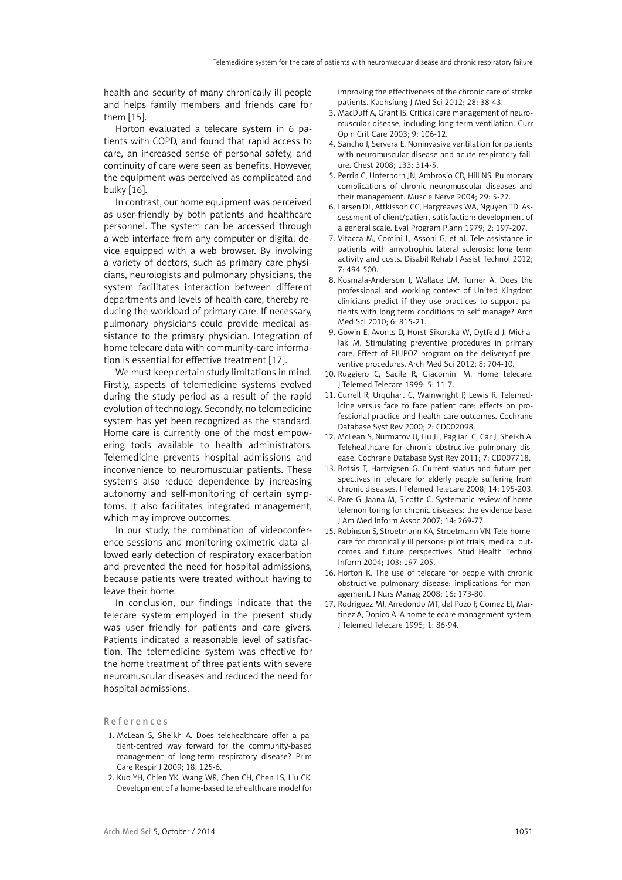health and security of many chronically ill people and helps family members and friends care for them [15].

Horton evaluated a telecare system in 6 patients with COPD, and found that rapid access to care, an increased sense of personal safety, and continuity of care were seen as benefits. However, the equipment was perceived as complicated and bulky [16].

In contrast, our home equipment was perceived as user-friendly by both patients and healthcare personnel. The system can be accessed through a web interface from any computer or digital device equipped with a web browser. By involving a variety of doctors, such as primary care physicians, neurologists and pulmonary physicians, the system facilitates interaction between different departments and levels of health care, thereby reducing the workload of primary care. If necessary, pulmonary physicians could provide medical assistance to the primary physician. Integration of home telecare data with community-care information is essential for effective treatment [17].

We must keep certain study limitations in mind. Firstly, aspects of telemedicine systems evolved during the study period as a result of the rapid evolution of technology. Secondly, no telemedicine system has yet been recognized as the standard. Home care is currently one of the most empowering tools available to health administrators. Telemedicine prevents hospital admissions and inconvenience to neuromuscular patients. These systems also reduce dependence by increasing autonomy and self-monitoring of certain symptoms. It also facilitates integrated management, which may improve outcomes.

In our study, the combination of videoconference sessions and monitoring oximetric data allowed early detection of respiratory exacerbation and prevented the need for hospital admissions, because patients were treated without having to leave their home.

In conclusion, our findings indicate that the telecare system employed in the present study was user friendly for patients and care givers. Patients indicated a reasonable level of satisfaction. The telemedicine system was effective for the home treatment of three patients with severe neuromuscular diseases and reduced the need for hospital admissions.

## References

1. McLean S, Sheikh A. Does telehealthcare offer a patient-centred way forward for the community-based management of long-term respiratory disease? Prim Care Respir J 2009; 18: 125-6.
2. Kuo YH, Chien YK, Wang WR, Chen CH, Chen LS, Liu CK. Development of a home-based telehealthcare model for improving the effectiveness of the chronic care of stroke patients. Kaohsiung J Med Sci 2012; 28: 38-43.
3. MacDuff A, Grant IS. Critical care management of neuromuscular disease, including long-term ventilation. Curr Opin Crit Care 2003; 9: 106-12.
4. Sancho J, Servera E. Noninvasive ventilation for patients with neuromuscular disease and acute respiratory failure. Chest 2008; 133: 314-5.
5. Perrin C, Unterborn JN, Ambrosio CD, Hill NS. Pulmonary complications of chronic neuromuscular diseases and their management. Muscle Nerve 2004; 29: 5-27.
6. Larsen DL, Attkisson CC, Hargreaves WA, Nguyen TD. Assessment of client/patient satisfaction: development of a general scale. Eval Program Plann 1979; 2: 197-207.
7. Vitacca M, Comini L, Assoni G, et al. Tele-assistance in patients with amyotrophic lateral sclerosis: long term activity and costs. Disabil Rehabil Assist Technol 2012; 7: 494-500.
8. Kosmala-Anderson J, Wallace LM, Turner A. Does the professional and working context of United Kingdom clinicians predict if they use practices to support patients with long term conditions to self manage? Arch Med Sci 2010; 6: 815-21.
9. Gowin E, Avonts D, Horst-Sikorska W, Dytfeld J, Michalak M. Stimulating preventive procedures in primary care. Effect of PIUPOZ program on the deliveryof preventive procedures. Arch Med Sci 2012; 8: 704-10.
10. Ruggiero C, Sacile R, Giacomini M. Home telecare. J Telemed Telecare 1999; 5: 11-7.
11. Currell R, Urquhart C, Wainwright P, Lewis R. Telemedicine versus face to face patient care: effects on professional practice and health care outcomes. Cochrane Database Syst Rev 2000; 2: CD002098.
12. McLean S, Nurmatov U, Liu JL, Pagliari C, Car J, Sheikh A. Telehealthcare for chronic obstructive pulmonary disease. Cochrane Database Syst Rev 2011; 7: CD007718.
13. Botsis T, Hartvigsen G. Current status and future perspectives in telecare for elderly people suffering from chronic diseases. J Telemed Telecare 2008; 14: 195-203.
14. Pare G, Jaana M, Sicotte C. Systematic review of home telemonitoring for chronic diseases: the evidence base. J Am Med Inform Assoc 2007; 14: 269-77.
15. Robinson S, Stroetmann KA, Stroetmann VN. Tele-homecare for chronically ill persons: pilot trials, medical outcomes and future perspectives. Stud Health Technol Inform 2004; 103: 197-205.
16. Horton K. The use of telecare for people with chronic obstructive pulmonary disease: implications for management. J Nurs Manag 2008; 16: 173-80.
17. Rodriguez MJ, Arredondo MT, del Pozo F, Gomez EJ, Martinez A, Dopico A. A home telecare management system. J Telemed Telecare 1995; 1: 86-94.